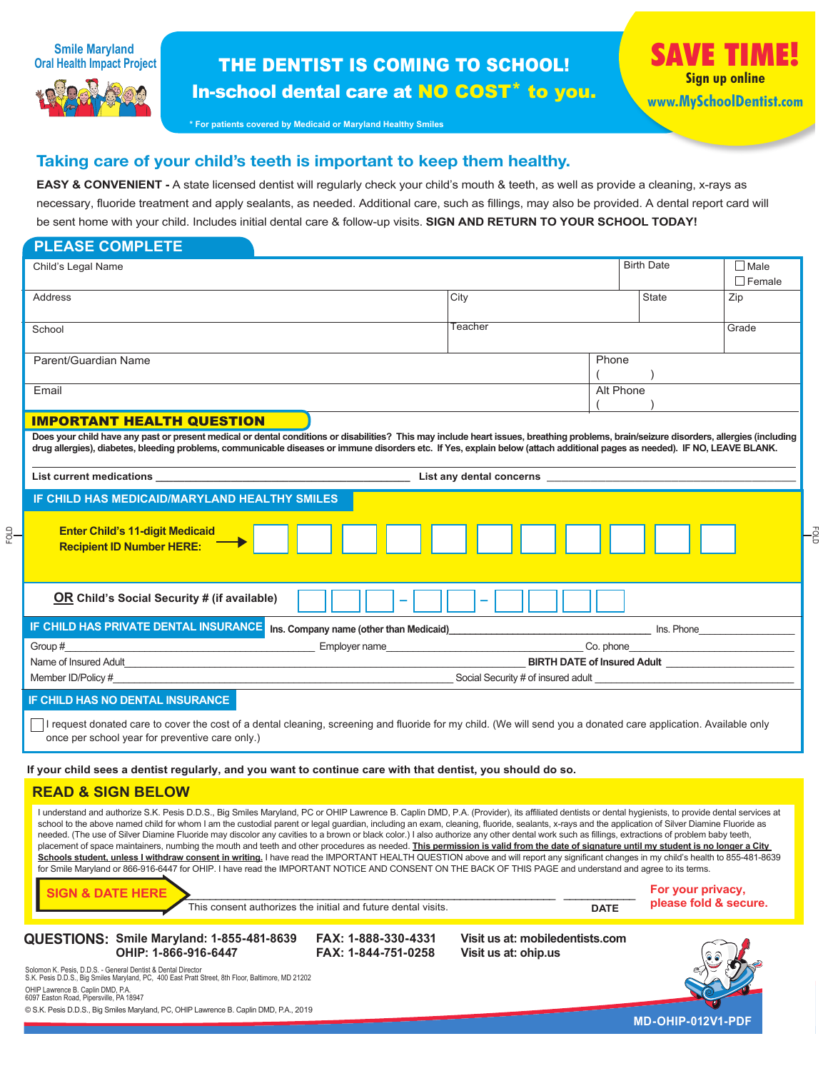Smile Maryland
Oral Health Impact Project

# THE DENTIST IS COMING TO SCHOOL!

## In-school dental care at NO COST* to you.

\* For patients covered by Medicaid or Maryland Healthy Smiles

**SAVE TIME!**
Sign up online
www.MySchoolDentist.com

## Taking care of your child's teeth is important to keep them healthy.

**EASY & CONVENIENT -** A state licensed dentist will regularly check your child's mouth & teeth, as well as provide a cleaning, x-rays as necessary, fluoride treatment and apply sealants, as needed. Additional care, such as fillings, may also be provided. A dental report card will be sent home with your child. Includes initial dental care & follow-up visits. **SIGN AND RETURN TO YOUR SCHOOL TODAY!**

## PLEASE COMPLETE

| Child's Legal Name | | Birth Date | ☐ Male ☐ Female |
|---|---|---|---|
| Address | City | State | Zip |
| School | Teacher | | Grade |
| Parent/Guardian Name | | Phone ( ) | |
| Email | | Alt Phone ( ) | |

### IMPORTANT HEALTH QUESTION

**Does your child have any past or present medical or dental conditions or disabilities? This may include heart issues, breathing problems, brain/seizure disorders, allergies (including drug allergies), diabetes, bleeding problems, communicable diseases or immune disorders etc. If Yes, explain below (attach additional pages as needed). IF NO, LEAVE BLANK.**

**List current medications** ________________________ **List any dental concerns** ________________________

### IF CHILD HAS MEDICAID/MARYLAND HEALTHY SMILES

**Enter Child's 11-digit Medicaid Recipient ID Number HERE:** ☐☐☐☐☐☐☐☐☐☐☐

**OR** **Child's Social Security # (if available)** ☐☐☐ – ☐☐ – ☐☐☐☐

### IF CHILD HAS PRIVATE DENTAL INSURANCE

**Ins. Company name (other than Medicaid)**________________ Ins. Phone________________

Group #________________ Employer name________________ Co. phone________________

Name of Insured Adult________________ **BIRTH DATE of Insured Adult** ________________

Member ID/Policy #________________ Social Security # of insured adult ________________

### IF CHILD HAS NO DENTAL INSURANCE

☐ I request donated care to cover the cost of a dental cleaning, screening and fluoride for my child. (We will send you a donated care application. Available only once per school year for preventive care only.)

**If your child sees a dentist regularly, and you want to continue care with that dentist, you should do so.**

## READ & SIGN BELOW

I understand and authorize S.K. Pesis D.D.S., Big Smiles Maryland, PC or OHIP Lawrence B. Caplin DMD, P.A. (Provider), its affiliated dentists or dental hygienists, to provide dental services at school to the above named child for whom I am the custodial parent or legal guardian, including an exam, cleaning, fluoride, sealants, x-rays and the application of Silver Diamine Fluoride as needed. (The use of Silver Diamine Fluoride may discolor any cavities to a brown or black color.) I also authorize any other dental work such as fillings, extractions of problem baby teeth, placement of space maintainers, numbing the mouth and teeth and other procedures as needed. **This permission is valid from the date of signature until my student is no longer a City Schools student, unless I withdraw consent in writing.** I have read the IMPORTANT HEALTH QUESTION above and will report any significant changes in my child's health to 855-481-8639 for Smile Maryland or 866-916-6447 for OHIP. I have read the IMPORTANT NOTICE AND CONSENT ON THE BACK OF THIS PAGE and understand and agree to its terms.

**SIGN & DATE HERE** ________________________________ ____________
This consent authorizes the initial and future dental visits. **DATE**

**For your privacy, please fold & secure.**

**QUESTIONS:** **Smile Maryland: 1-855-481-8639** **FAX: 1-888-330-4331** **Visit us at: mobiledentists.com**
**OHIP: 1-866-916-6447** **FAX: 1-844-751-0258** **Visit us at: ohip.us**

Solomon K. Pesis, D.D.S. - General Dentist & Dental Director
S.K. Pesis D.D.S., Big Smiles Maryland, PC, 400 East Pratt Street, 8th Floor, Baltimore, MD 21202

OHIP Lawrence B. Caplin DMD, P.A.
6097 Easton Road, Pipersville, PA 18947

© S.K. Pesis D.D.S., Big Smiles Maryland, PC, OHIP Lawrence B. Caplin DMD, P.A., 2019

MD-OHIP-012V1-PDF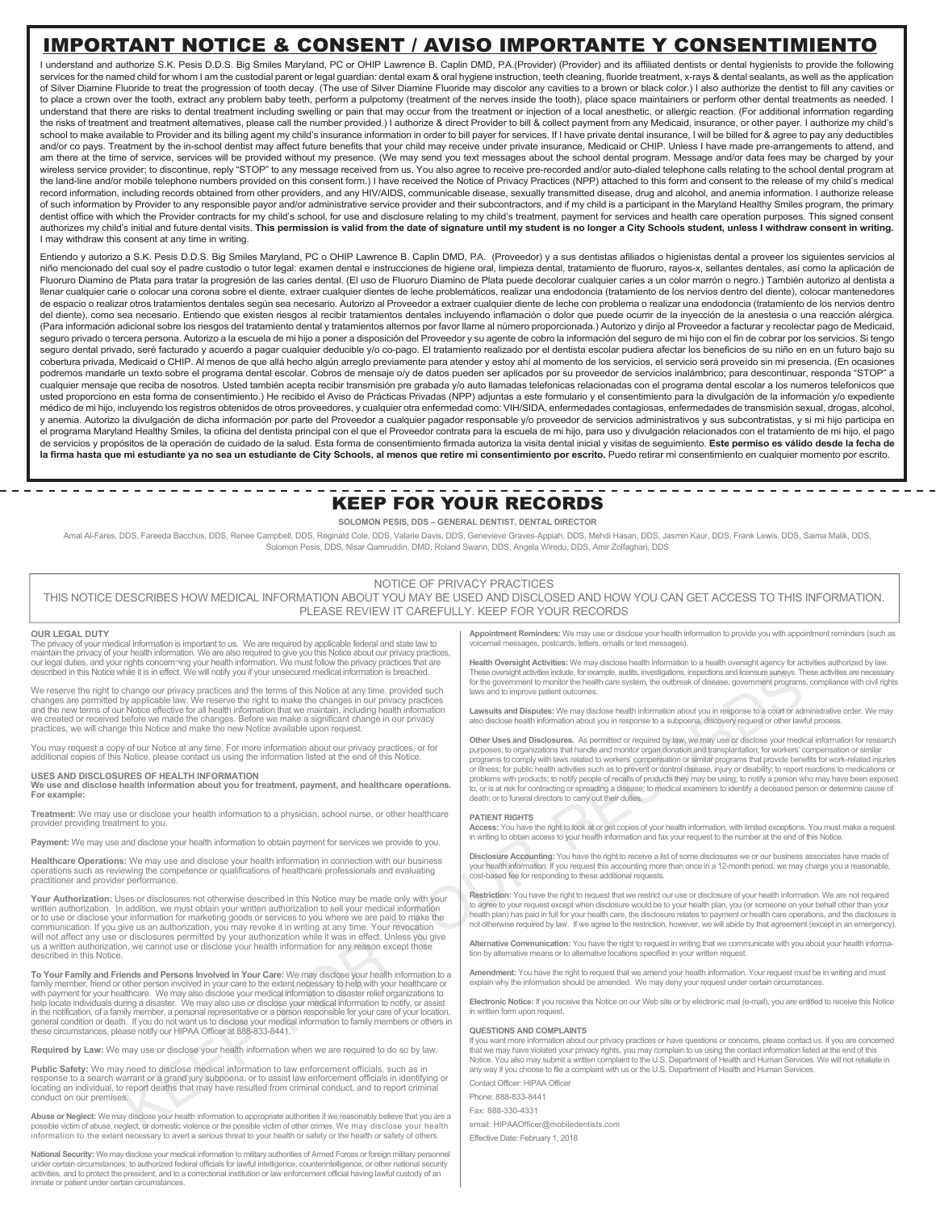# IMPORTANT NOTICE & CONSENT / AVISO IMPORTANTE Y CONSENTIMIENTO

I understand and authorize S.K. Pesis D.D.S. Big Smiles Maryland, PC or OHIP Lawrence B. Caplin DMD, P.A.(Provider) (Provider) and its affiliated dentists or dental hygienists to provide the following services for the named child for whom I am the custodial parent or legal guardian: dental exam & oral hygiene instruction, teeth cleaning, fluoride treatment, x-rays & dental sealants, as well as the application of Silver Diamine Fluoride to treat the progression of tooth decay. (The use of Silver Diamine Fluoride may discolor any cavities to a brown or black color.) I also authorize the dentist to fill any cavities or to place a crown over the tooth, extract any problem baby teeth, perform a pulpotomy (treatment of the nerves inside the tooth), place space maintainers or perform other dental treatments as needed. I understand that there are risks to dental treatment including swelling or pain that may occur from the treatment or injection of a local anesthetic, or allergic reaction. (For additional information regarding the risks of treatment and treatment alternatives, please call the number provided.) I authorize & direct Provider to bill & collect payment from any Medicaid, insurance, or other payer. I authorize my child's school to make available to Provider and its billing agent my child's insurance information in order to bill payer for services. If I have private dental insurance, I will be billed for & agree to pay any deductibles and/or co pays. Treatment by the in-school dentist may affect future benefits that your child may receive under private insurance, Medicaid or CHIP. Unless I have made pre-arrangements to attend, and am there at the time of service, services will be provided without my presence. (We may send you text messages about the school dental program. Message and/or data fees may be charged by your wireless service provider; to discontinue, reply "STOP" to any message received from us. You also agree to receive pre-recorded and/or auto-dialed telephone calls relating to the school dental program at the land-line and/or mobile telephone numbers provided on this consent form.) I have received the Notice of Privacy Practices (NPP) attached to this form and consent to the release of my child's medical record information, including records obtained from other providers, and any HIV/AIDS, communicable disease, sexually transmitted disease, drug and alcohol, and anemia information. I authorize release of such information by Provider to any responsible payor and/or administrative service provider and their subcontractors, and if my child is a participant in the Maryland Healthy Smiles program, the primary dentist office with which the Provider contracts for my child's school, for use and disclosure relating to my child's treatment, payment for services and health care operation purposes. This signed consent authorizes my child's initial and future dental visits. **This permission is valid from the date of signature until my student is no longer a City Schools student, unless I withdraw consent in writing.** I may withdraw this consent at any time in writing.

Entiendo y autorizo a S.K. Pesis D.D.S. Big Smiles Maryland, PC o OHIP Lawrence B. Caplin DMD, P.A. (Proveedor) y a sus dentistas afiliados o higienistas dental a proveer los siguientes servicios al niño mencionado del cual soy el padre custodio o tutor legal: examen dental e instrucciones de higiene oral, limpieza dental, tratamiento de fluoruro, rayos-x, sellantes dentales, así como la aplicación de Fluoruro Diamino de Plata para tratar la progresión de las caries dental. (El uso de Fluoruro Diamino de Plata puede decolorar cualquier caries a un color marrón o negro.) También autorizo al dentista a llenar cualquier carie o colocar una corona sobre el diente, extraer cualquier dientes de leche problemáticos, realizar una endodoncia (tratamiento de los nervios dentro del diente), colocar mantenedores de espacio o realizar otros tratamientos dentales según sea necesario. Autorizo al Proveedor a extraer cualquier diente de leche con problema o realizar una endodoncia (tratamiento de los nervios dentro del diente), como sea necesario. Entiendo que existen riesgos al recibir tratamientos dentales incluyendo inflamación o dolor que puede ocurrir de la inyección de la anestesia o una reacción alérgica. (Para información adicional sobre los riesgos del tratamiento dental y tratamientos alternos por favor llame al número proporcionada.) Autorizo y dirijo al Proveedor a facturar y recolectar pago de Medicaid, seguro privado o tercera persona. Autorizo a la escuela de mi hijo a poner a disposición del Proveedor y su agente de cobro la información del seguro de mi hijo con el fin de cobrar por los servicios. Si tengo seguro dental privado, seré facturado y acuerdo a pagar cualquier deducible y/o co-pago. El tratamiento realizado por el dentista escolar pudiera afectar los beneficios de su niño en en un futuro bajo su cobertura privada, Medicaid o CHIP. Al menos de que allá hecho algún arreglo previamente para atender y estoy ahí al momento de los servicios, el servicio será proveído sin mi presencia. (En ocasiones podremos mandarle un texto sobre el programa dental escolar. Cobros de mensaje o/y de datos pueden ser aplicados por su proveedor de servicios inalámbrico; para descontinuar, responda "STOP" a cualquier mensaje que reciba de nosotros. Usted también acepta recibir transmisión pre grabada y/o auto llamadas telefonicas relacionadas con el programa dental escolar a los numeros telefonicos que usted proporciono en esta forma de consentimiento.) He recibido el Aviso de Prácticas Privadas (NPP) adjuntas a este formulario y el consentimiento para la divulgación de la información y/o expediente médico de mi hijo, incluyendo los registros obtenidos de otros proveedores, y cualquier otra enfermedad como: VIH/SIDA, enfermedades contagiosas, enfermedades de transmisión sexual, drogas, alcohol, y anemia. Autorizo la divulgación de dicha información por parte del Proveedor a cualquier pagador responsable y/o proveedor de servicios administrativos y sus subcontratistas, y si mi hijo participa en el programa Maryland Healthy Smiles, la oficina del dentista principal con el que el Proveedor contrata para la escuela de mi hijo, para uso y divulgación relacionados con el tratamiento de mi hijo, el pago de servicios y propósitos de la operación de cuidado de la salud. Esta forma de consentimiento firmada autoriza la visita dental inicial y visitas de seguimiento. **Este permiso es válido desde la fecha de la firma hasta que mi estudiante ya no sea un estudiante de City Schools, al menos que retire mi consentimiento por escrito.** Puedo retirar mi consentimiento en cualquier momento por escrito.

---

# KEEP FOR YOUR RECORDS

**SOLOMON PESIS, DDS – GENERAL DENTIST, DENTAL DIRECTOR**

Amal Al-Fares, DDS, Fareeda Bacchus, DDS, Renee Campbell, DDS, Reginald Cole, DDS, Valarie Davis, DDS, Genevieve Graves-Appiah, DDS, Mehdi Hasan, DDS, Jasmin Kaur, DDS, Frank Lewis, DDS, Saima Malik, DDS, Solomon Pesis, DDS, Nisar Qamruddin, DMD, Roland Swann, DDS, Angela Wiredu, DDS, Amir Zolfaghari, DDS

## NOTICE OF PRIVACY PRACTICES

THIS NOTICE DESCRIBES HOW MEDICAL INFORMATION ABOUT YOU MAY BE USED AND DISCLOSED AND HOW YOU CAN GET ACCESS TO THIS INFORMATION. PLEASE REVIEW IT CAREFULLY. KEEP FOR YOUR RECORDS

### OUR LEGAL DUTY

The privacy of your medical information is important to us. We are required by applicable federal and state law to maintain the privacy of your health information. We are also required to give you this Notice about our privacy practices, our legal duties, and your rights concerning your health information. We must follow the privacy practices that are described in this Notice while it is in effect. We will notify you if your unsecured medical information is breached.

We reserve the right to change our privacy practices and the terms of this Notice at any time, provided such changes are permitted by applicable law. We reserve the right to make the changes in our privacy practices and the new terms of our Notice effective for all health information that we maintain, including health information we created or received before we made the changes. Before we make a significant change in our privacy practices, we will change this Notice and make the new Notice available upon request.

You may request a copy of our Notice at any time. For more information about our privacy practices, or for additional copies of this Notice, please contact us using the information listed at the end of this Notice.

### USES AND DISCLOSURES OF HEALTH INFORMATION

**We use and disclose health information about you for treatment, payment, and healthcare operations. For example:**

**Treatment:** We may use or disclose your health information to a physician, school nurse, or other healthcare provider providing treatment to you.

**Payment:** We may use and disclose your health information to obtain payment for services we provide to you.

**Healthcare Operations:** We may use and disclose your health information in connection with our business operations such as reviewing the competence or qualifications of healthcare professionals and evaluating practitioner and provider performance.

**Your Authorization:** Uses or disclosures not otherwise described in this Notice may be made only with your written authorization. In addition, we must obtain your written authorization to sell your medical information or to use or disclose your information for marketing goods or services to you where we are paid to make the communication. If you give us an authorization, you may revoke it in writing at any time. Your revocation will not affect any use or disclosures permitted by your authorization while it was in effect. Unless you give us a written authorization, we cannot use or disclose your health information for any reason except those described in this Notice.

**To Your Family and Friends and Persons Involved in Your Care:** We may disclose your health information to a family member, friend or other person involved in your care to the extent necessary to help with your healthcare or with payment for your healthcare. We may also disclose your medical information to disaster relief organizations to help locate individuals during a disaster. We may also use or disclose your medical information to notify, or assist in the notification, of a family member, a personal representative or a person responsible for your care of your location, general condition or death. If you do not want us to disclose your medical information to family members or others in these circumstances, please notify our HIPAA Officer at 888-833-8441.

**Required by Law:** We may use or disclose your health information when we are required to do so by law.

**Public Safety:** We may need to disclose medical information to law enforcement officials, such as in response to a search warrant or a grand jury subpoena, or to assist law enforcement officials in identifying or locating an individual, to report deaths that may have resulted from criminal conduct, and to report criminal conduct on our premises.

**Abuse or Neglect:** We may disclose your health information to appropriate authorities if we reasonably believe that you are a possible victim of abuse, neglect, or domestic violence or the possible victim of other crimes. We may disclose your health information to the extent necessary to avert a serious threat to your health or safety or the health or safety of others.

**National Security:** We may disclose your medical information to military authorities of Armed Forces or foreign military personnel under certain circumstances; to authorized federal officials for lawful intelligence, counterintelligence, or other national security activities, and to protect the president; and to a correctional institution or law enforcement official having lawful custody of an inmate or patient under certain circumstances.

**Appointment Reminders:** We may use or disclose your health information to provide you with appointment reminders (such as voicemail messages, postcards, letters, emails or text messages).

**Health Oversight Activities:** We may disclose health information to a health oversight agency for activities authorized by law. These oversight activities include, for example, audits, investigations, inspections and licensure surveys. These activities are necessary for the government to monitor the health care system, the outbreak of disease, government programs, compliance with civil rights laws and to improve patient outcomes.

**Lawsuits and Disputes:** We may disclose health information about you in response to a court or administrative order. We may also disclose health information about you in response to a subpoena, discovery request or other lawful process.

**Other Uses and Disclosures.** As permitted or required by law, we may use or disclose your medical information for research purposes; to organizations that handle and monitor organ donation and transplantation; for workers' compensation or similar programs to comply with laws related to workers' compensation or similar programs that provide benefits for work-related injuries or illness; for public health activities such as to prevent or control disease, injury or disability; to report reactions to medications or problems with products; to notify people of recalls of products they may be using; to notify a person who may have been exposed to, or is at risk for contracting or spreading a disease; to medical examiners to identify a deceased person or determine cause of death; or to funeral directors to carry out their duties.

### PATIENT RIGHTS

**Access:** You have the right to look at or get copies of your health information, with limited exceptions. You must make a request in writing to obtain access to your health information and fax your request to the number at the end of this Notice.

**Disclosure Accounting:** You have the right to receive a list of some disclosures we or our business associates have made of your health information. If you request this accounting more than once in a 12-month period, we may charge you a reasonable, cost-based fee for responding to these additional requests.

**Restriction:** You have the right to request that we restrict our use or disclosure of your health information. We are not required to agree to your request except when disclosure would be to your health plan, you (or someone on your behalf other than your health plan) has paid in full for your health care, the disclosure relates to payment or health care operations, and the disclosure is not otherwise required by law. If we agree to the restriction, however, we will abide by that agreement (except in an emergency).

**Alternative Communication:** You have the right to request in writing that we communicate with you about your health information by alternative means or to alternative locations specified in your written request.

**Amendment:** You have the right to request that we amend your health information. Your request must be in writing and must explain why the information should be amended. We may deny your request under certain circumstances.

**Electronic Notice:** If you receive this Notice on our Web site or by electronic mail (e-mail), you are entitled to receive this Notice in written form upon request.

### QUESTIONS AND COMPLAINTS

If you want more information about our privacy practices or have questions or concerns, please contact us. If you are concerned that we may have violated your privacy rights, you may complain to us using the contact information listed at the end of this Notice. You also may submit a written complaint to the U.S. Department of Health and Human Services. We will not retaliate in any way if you choose to file a complaint with us or the U.S. Department of Health and Human Services.

Contact Officer: HIPAA Officer

Phone: 888-833-8441

Fax: 888-330-4331

email: HIPAAOfficer@mobiledentists.com

Effective Date: February 1, 2018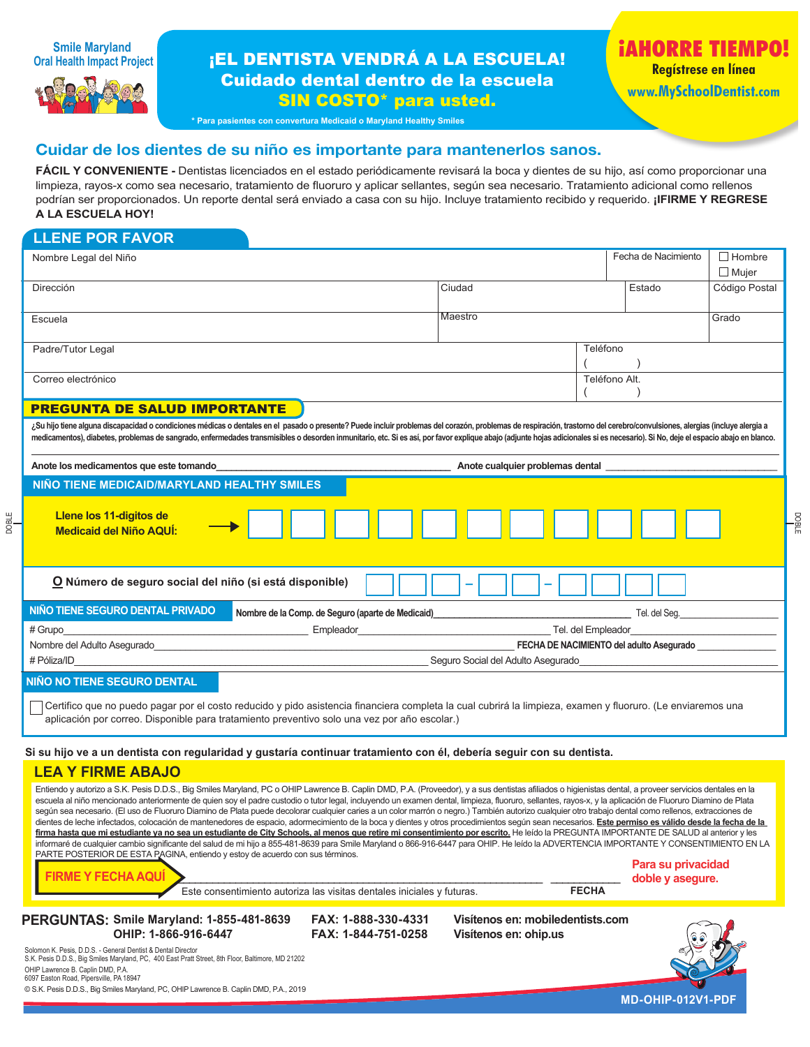Smile Maryland
Oral Health Impact Project

# ¡EL DENTISTA VENDRÁ A LA ESCUELA!

## Cuidado dental dentro de la escuela SIN COSTO* para usted.

* Para pacientes con convertura Medicaid o Maryland Healthy Smiles

**¡AHORRE TIEMPO!**
Regístrese en línea
www.MySchoolDentist.com

## Cuidar de los dientes de su niño es importante para mantenerlos sanos.

**FÁCIL Y CONVENIENTE -** Dentistas licenciados en el estado periódicamente revisará la boca y dientes de su hijo, así como proporcionar una limpieza, rayos-x como sea necesario, tratamiento de fluoruro y aplicar sellantes, según sea necesario. Tratamiento adicional como rellenos podrían ser proporcionados. Un reporte dental será enviado a casa con su hijo. Incluye tratamiento recibido y requerido. **¡IFIRME Y REGRESE A LA ESCUELA HOY!**

## LLENE POR FAVOR

| Nombre Legal del Niño | | Fecha de Nacimiento | ☐ Hombre ☐ Mujer |
|---|---|---|---|
| Dirección | Ciudad | Estado | Código Postal |
| Escuela | Maestro | | Grado |
| Padre/Tutor Legal | | Teléfono ( ) | |
| Correo electrónico | | Teléfono Alt. ( ) | |

## PREGUNTA DE SALUD IMPORTANTE

¿Su hijo tiene alguna discapacidad o condiciones médicas o dentales en el pasado o presente? Puede incluir problemas del corazón, problemas de respiración, trastorno del cerebro/convulsiones, alergias (incluye alergia a medicamentos), diabetes, problemas de sangrado, enfermedades transmisibles o desorden inmunitario, etc. Si es asi, por favor explique abajo (adjunte hojas adicionales si es necesario). Si No, deje el espacio abajo en blanco.

Anote los medicamentos que este tomando\_\_\_\_\_\_\_\_\_\_\_\_\_\_\_\_\_\_\_\_ Anote cualquier problemas dental \_\_\_\_\_\_\_\_\_\_\_\_\_\_\_\_\_\_\_\_

## NIÑO TIENE MEDICAID/MARYLAND HEALTHY SMILES

**Llene los 11-digitos de Medicaid del Niño AQUÍ:** → ☐☐☐☐☐☐☐☐☐☐☐

**O Número de seguro social del niño (si está disponible)** ☐☐☐ – ☐☐ – ☐☐☐☐

## NIÑO TIENE SEGURO DENTAL PRIVADO

Nombre de la Comp. de Seguro (aparte de Medicaid)\_\_\_\_\_\_\_\_\_\_\_\_\_\_\_\_\_\_\_\_ Tel. del Seg.\_\_\_\_\_\_\_\_\_\_

# Grupo\_\_\_\_\_\_\_\_\_\_\_\_\_\_\_\_\_\_\_\_ Empleador\_\_\_\_\_\_\_\_\_\_\_\_\_\_\_\_\_\_\_\_ Tel. del Empleador\_\_\_\_\_\_\_\_\_\_

Nombre del Adulto Asegurado\_\_\_\_\_\_\_\_\_\_\_\_\_\_\_\_\_\_\_\_ FECHA DE NACIMIENTO del adulto Asegurado \_\_\_\_\_\_\_\_\_\_

# Póliza/ID\_\_\_\_\_\_\_\_\_\_\_\_\_\_\_\_\_\_\_\_ Seguro Social del Adulto Asegurado\_\_\_\_\_\_\_\_\_\_\_\_\_\_\_\_\_\_\_\_

## NIÑO NO TIENE SEGURO DENTAL

☐ Certifico que no puedo pagar por el costo reducido y pido asistencia financiera completa la cual cubrirá la limpieza, examen y fluoruro. (Le enviaremos una aplicación por correo. Disponible para tratamiento preventivo solo una vez por año escolar.)

**Si su hijo ve a un dentista con regularidad y gustaría continuar tratamiento con él, debería seguir con su dentista.**

## LEA Y FIRME ABAJO

Entiendo y autorizo a S.K. Pesis D.D.S., Big Smiles Maryland, PC o OHIP Lawrence B. Caplin DMD, P.A. (Proveedor), y a sus dentistas afiliados o higienistas dental, a proveer servicios dentales en la escuela al niño mencionado anteriormente de quien soy el padre custodio o tutor legal, incluyendo un examen dental, limpieza, fluoruro, sellantes, rayos-x, y la aplicación de Fluoruro Diamino de Plata según sea necesario. (El uso de Fluoruro Diamino de Plata puede decolorar cualquier caries a un color marrón o negro.) También autorizo cualquier otro trabajo dental como rellenos, extracciones de dientes de leche infectados, colocación de mantenedores de espacio, adormecimiento de la boca y dientes y otros procedimientos según sean necesarios. **Este permiso es válido desde la fecha de la firma hasta que mi estudiante ya no sea un estudiante de City Schools, al menos que retire mi consentimiento por escrito.** He leído la PREGUNTA IMPORTANTE DE SALUD al anterior y les informaré de cualquier cambio significante del salud de mi hijo a 855-481-8639 para Smile Maryland o 866-916-6447 para OHIP. He leído la ADVERTENCIA IMPORTANTE Y CONSENTIMIENTO EN LA PARTE POSTERIOR DE ESTA PÁGINA, entiendo y estoy de acuerdo con sus términos.

**FIRME Y FECHA AQUÍ** \_\_\_\_\_\_\_\_\_\_\_\_\_\_\_\_\_\_\_\_ \_\_\_\_\_\_\_\_\_\_
Este consentimiento autoriza las visitas dentales iniciales y futuras. **FECHA**

**Para su privacidad doble y asegure.**

**PERGUNTAS:** Smile Maryland: 1-855-481-8639 FAX: 1-888-330-4331 Visítenos en: mobiledentists.com
OHIP: 1-866-916-6447 FAX: 1-844-751-0258 Visítenos en: ohip.us

Solomon K. Pesis, D.D.S. - General Dentist & Dental Director
S.K. Pesis D.D.S., Big Smiles Maryland, PC, 400 East Pratt Street, 8th Floor, Baltimore, MD 21202
OHIP Lawrence B. Caplin DMD, P.A.
6097 Easton Road, Pipersville, PA 18947
© S.K. Pesis D.D.S., Big Smiles Maryland, PC, OHIP Lawrence B. Caplin DMD, P.A., 2019

MD-OHIP-012V1-PDF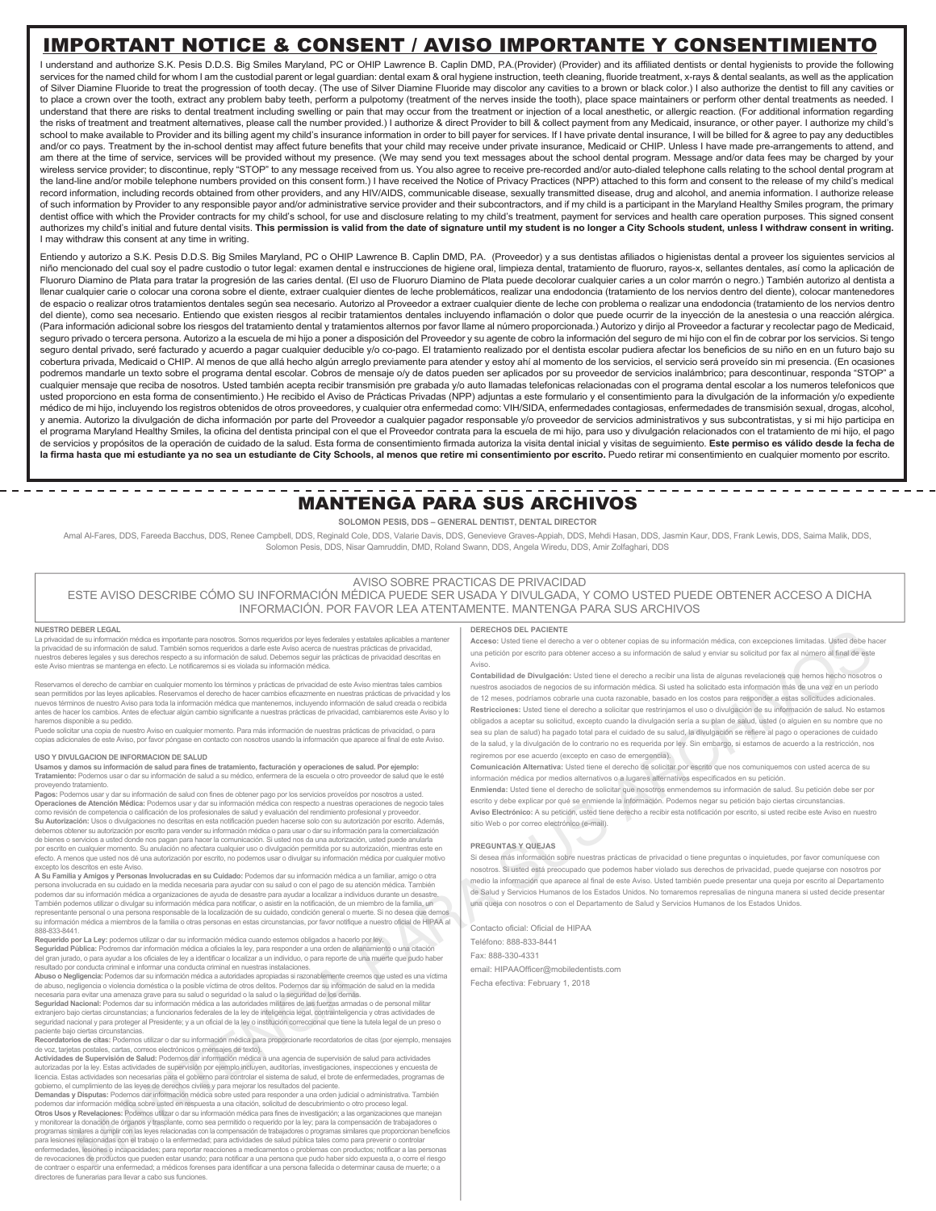# IMPORTANT NOTICE & CONSENT / AVISO IMPORTANTE Y CONSENTIMIENTO

I understand and authorize S.K. Pesis D.D.S. Big Smiles Maryland, PC or OHIP Lawrence B. Caplin DMD, P.A.(Provider) (Provider) and its affiliated dentists or dental hygienists to provide the following services for the named child for whom I am the custodial parent or legal guardian: dental exam & oral hygiene instruction, teeth cleaning, fluoride treatment, x-rays & dental sealants, as well as the application of Silver Diamine Fluoride to treat the progression of tooth decay. (The use of Silver Diamine Fluoride may discolor any cavities to a brown or black color.) I also authorize the dentist to fill any cavities or to place a crown over the tooth, extract any problem baby teeth, perform a pulpotomy (treatment of the nerves inside the tooth), place space maintainers or perform other dental treatments as needed. I understand that there are risks to dental treatment including swelling or pain that may occur from the treatment or injection of a local anesthetic, or allergic reaction. (For additional information regarding the risks of treatment and treatment alternatives, please call the number provided.) I authorize & direct Provider to bill & collect payment from any Medicaid, insurance, or other payer. I authorize my child's school to make available to Provider and its billing agent my child's insurance information in order to bill payer for services. If I have private dental insurance, I will be billed for & agree to pay any deductibles and/or co pays. Treatment by the in-school dentist may affect future benefits that your child may receive under private insurance, Medicaid or CHIP. Unless I have made pre-arrangements to attend, and am there at the time of service, services will be provided without my presence. (We may send you text messages about the school dental program. Message and/or data fees may be charged by your wireless service provider; to discontinue, reply "STOP" to any message received from us. You also agree to receive pre-recorded and/or auto-dialed telephone calls relating to the school dental program at the land-line and/or mobile telephone numbers provided on this consent form.) I have received the Notice of Privacy Practices (NPP) attached to this form and consent to the release of my child's medical record information, including records obtained from other providers, and any HIV/AIDS, communicable disease, sexually transmitted disease, drug and alcohol, and anemia information. I authorize release of such information by Provider to any responsible payor and/or administrative service provider and their subcontractors, and if my child is a participant in the Maryland Healthy Smiles program, the primary dentist office with which the Provider contracts for my child's school, for use and disclosure relating to my child's treatment, payment for services and health care operation purposes. This signed consent authorizes my child's initial and future dental visits. **This permission is valid from the date of signature until my student is no longer a City Schools student, unless I withdraw consent in writing.** I may withdraw this consent at any time in writing.

Entiendo y autorizo a S.K. Pesis D.D.S. Big Smiles Maryland, PC o OHIP Lawrence B. Caplin DMD, P.A. (Proveedor) y a sus dentistas afiliados o higienistas dental a proveer los siguientes servicios al niño mencionado del cual soy el padre custodio o tutor legal: examen dental e instrucciones de higiene oral, limpieza dental, tratamiento de fluoruro, rayos-x, sellantes dentales, así como la aplicación de Fluoruro Diamino de Plata para tratar la progresión de las caries dental. (El uso de Fluoruro Diamino de Plata puede decolorar cualquier caries a un color marrón o negro.) También autorizo al dentista a llenar cualquier carie o colocar una corona sobre el diente, extraer cualquier dientes de leche problemáticos, realizar una endodoncia (tratamiento de los nervios dentro del diente), colocar mantenedores de espacio o realizar otros tratamientos dentales según sea necesario. Autorizo al Proveedor a extraer cualquier diente de leche con problema o realizar una endodoncia (tratamiento de los nervios dentro del diente), como sea necesario. Entiendo que existen riesgos al recibir tratamientos dentales incluyendo inflamación o dolor que puede ocurrir de la inyección de la anestesia o una reacción alérgica. (Para información adicional sobre los riesgos del tratamiento dental y tratamientos alternos por favor llame al número proporcionada.) Autorizo y dirijo al Proveedor a facturar y recolectar pago de Medicaid, seguro privado o tercera persona. Autorizo a la escuela de mi hijo a poner a disposición del Proveedor y su agente de cobro la información del seguro de mi hijo con el fin de cobrar por los servicios. Si tengo seguro dental privado, seré facturado y acuerdo a pagar cualquier deducible y/o co-pago. El tratamiento realizado por el dentista escolar pudiera afectar los beneficios de su niño en en un futuro bajo su cobertura privada, Medicaid o CHIP. Al menos de que allá hecho algún arreglo previamente para atender y estoy ahí al momento de los servicios, el servicio será proveído sin mi presencia. (En ocasiones podremos mandarle un texto sobre el programa dental escolar. Cobros de mensaje o/y de datos pueden ser aplicados por su proveedor de servicios inalámbrico; para descontinuar, responda "STOP" a cualquier mensaje que reciba de nosotros. Usted también acepta recibir transmisión pre grabada y/o auto llamadas telefonicas relacionadas con el programa dental escolar a los numeros telefonicos que usted proporciono en esta forma de consentimiento.) He recibido el Aviso de Prácticas Privadas (NPP) adjuntas a este formulario y el consentimiento para la divulgación de la información y/o expediente médico de mi hijo, incluyendo los registros obtenidos de otros proveedores, y cualquier otra enfermedad como: VIH/SIDA, enfermedades contagiosas, enfermedades de transmisión sexual, drogas, alcohol, y anemia. Autorizo la divulgación de dicha información por parte del Proveedor a cualquier pagador responsable y/o proveedor de servicios administrativos y sus subcontratistas, y si mi hijo participa en el programa Maryland Healthy Smiles, la oficina del dentista principal con el que el Proveedor contrata para la escuela de mi hijo, para uso y divulgación relacionados con el tratamiento de mi hijo, el pago de servicios y propósitos de la operación de cuidado de la salud. Esta forma de consentimiento firmada autoriza la visita dental inicial y visitas de seguimiento. **Este permiso es válido desde la fecha de la firma hasta que mi estudiante ya no sea un estudiante de City Schools, al menos que retire mi consentimiento por escrito.** Puedo retirar mi consentimiento en cualquier momento por escrito.

# MANTENGA PARA SUS ARCHIVOS

**SOLOMON PESIS, DDS – GENERAL DENTIST, DENTAL DIRECTOR**

Amal Al-Fares, DDS, Fareeda Bacchus, DDS, Renee Campbell, DDS, Reginald Cole, DDS, Valarie Davis, DDS, Genevieve Graves-Appiah, DDS, Mehdi Hasan, DDS, Jasmin Kaur, DDS, Frank Lewis, DDS, Saima Malik, DDS, Solomon Pesis, DDS, Nisar Qamruddin, DMD, Roland Swann, DDS, Angela Wiredu, DDS, Amir Zolfaghari, DDS

## AVISO SOBRE PRACTICAS DE PRIVACIDAD

ESTE AVISO DESCRIBE CÓMO SU INFORMACIÓN MÉDICA PUEDE SER USADA Y DIVULGADA, Y COMO USTED PUEDE OBTENER ACCESO A DICHA INFORMACIÓN. POR FAVOR LEA ATENTAMENTE. MANTENGA PARA SUS ARCHIVOS

**NUESTRO DEBER LEGAL**

La privacidad de su información médica es importante para nosotros. Somos requeridos por leyes federales y estatales aplicables a mantener la privacidad de su información de salud. También somos requeridos a darle este Aviso acerca de nuestras prácticas de privacidad, nuestros deberes legales y sus derechos respecto a su información de salud. Debemos seguir las prácticas de privacidad descritas en este Aviso mientras se mantenga en efecto. Le notificaremos si es violada su información médica.

Reservamos el derecho de cambiar en cualquier momento los términos y prácticas de privacidad de este Aviso mientras tales cambios sean permitidos por las leyes aplicables. Reservamos el derecho de hacer cambios eficazmente en nuestras prácticas de privacidad y los nuevos términos de nuestro Aviso para toda la información médica que mantenemos, incluyendo información de salud creada o recibida antes de hacer los cambios. Antes de efectuar algún cambio significante a nuestras prácticas de privacidad, cambiaremos este Aviso y lo haremos disponible a su pedido.

Puede solicitar una copia de nuestro Aviso en cualquier momento. Para más información de nuestras prácticas de privacidad, o para copias adicionales de este Aviso, por favor póngase en contacto con nosotros usando la información que aparece al final de este Aviso.

**USO Y DIVULGACION DE INFORMACION DE SALUD**

**Usamos y damos su información de salud para fines de tratamiento, facturación y operaciones de salud. Por ejemplo:**

**Tratamiento:** Podemos usar o dar su información de salud a su médico, enfermera de la escuela o otro proveedor de salud que le esté proveyendo tratamiento.

**Pagos:** Podemos usar y dar su información de salud con fines de obtener pago por los servicios proveídos por nosotros a usted.

**Operaciones de Atención Médica:** Podemos usar y dar su información médica con respecto a nuestras operaciones de negocio tales como revisión de competencia o calificación de los profesionales de salud y evaluación del rendimiento profesional y proveedor.

**Su Autorización:** Usos o divulgaciones no descritas en esta notificación pueden hacerse solo con su autorización por escrito. Además, debemos obtener su autorización por escrito para vender su información médica o para usar o dar su información para la comercialización de bienes o servicios a usted donde nos pagan para hacer la comunicación. Si usted nos da una autorización, usted puede anularla por escrito en cualquier momento. Su anulación no afectara cualquier uso o divulgación permitida por su autorización, mientras este en efecto. A menos que usted nos dé una autorización por escrito; no podemos usar o divulgar su información médica por cualquier motivo excepto los descritos en este Aviso.

**A Su Familia y Amigos y Personas Involucradas en su Cuidado:** Podemos dar su información médica a un familiar, amigo o otra persona involucrada en su cuidado en la medida necesaria para ayudar con su salud o con el pago de su atención médica. También podemos dar su información médica a organizaciones de ayuda de desastre para ayudar a localizar a individuos durante un desastre. También podemos utilizar o divulgar su información médica para notificar, o asistir en la notificación, de un miembro de la familia, un representante personal o una persona responsable de la localización de su cuidado, condición general o muerte. Si no desea que demos su información médica a miembros de la familia o otras personas en estas circunstancias, por favor notifique a nuestro oficial de HIPAA al 888-833-8441.

**Requerido por La Ley:** podemos utilizar o dar su información médica cuando estemos obligados a hacerlo por ley.

**Seguridad Pública:** Podremos dar información médica a oficiales la ley, para responder a una orden de allanamiento o una citación del gran jurado, o para ayudar a los oficiales de ley a identificar o localizar a un individuo, o para reporte de una muerte que pudo haber resultado por conducta criminal e informar una conducta criminal en nuestras instalaciones.

**Abuso o Negligencia:** Podemos dar su información médica a autoridades apropiadas si razonablemente creemos que usted es una víctima de abuso, negligencia o violencia doméstica o la posible víctima de otros delitos. Podemos dar su información de salud en la medida necesaria para evitar una amenaza grave para su salud o seguridad o la salud o la seguridad de los demás.

**Seguridad Nacional:** Podemos dar su información médica a las autoridades militares de las fuerzas armadas o de personal militar extranjero bajo ciertas circunstancias; a funcionarios federales de la ley de inteligencia legal, contrainteligencia y otras actividades de seguridad nacional y para proteger al Presidente; y a un oficial de la ley o institución correccional que tiene la tutela legal de un preso o paciente bajo ciertas circunstancias.

**Recordatorios de citas:** Podemos utilizar o dar su información médica para proporcionarle recordatorios de citas (por ejemplo, mensajes de voz, tarjetas postales, cartas, correos electrónicos o mensajes de texto).

**Actividades de Supervisión de Salud:** Podemos dar información médica a una agencia de supervisión de salud para actividades autorizadas por la ley. Estas actividades de supervisión por ejemplo incluyen, auditorías, investigaciones, inspecciones y encuesta de licencia. Estas actividades son necesarias para el gobierno para controlar el sistema de salud, el brote de enfermedades, programas de gobierno, el cumplimiento de las leyes de derechos civiles y para mejorar los resultados del paciente.

**Demandas y Disputas:** Podemos dar información médica sobre usted para responder a una orden judicial o administrativa. También podemos dar información médica sobre usted en respuesta a una citación, solicitud de descubrimiento u otro proceso legal.

**Otros Usos y Revelaciones:** Podemos utilizar o dar su información médica para fines de investigación; a las organizaciones que manejan y monitorear la donación de órganos y trasplante, como sea permitido o requerido por la ley; para la compensación de trabajadores o programas similares a cumplir con las leyes relacionadas con la compensación de trabajadores o programas similares que proporcionan beneficios para lesiones relacionadas con el trabajo o la enfermedad; para actividades de salud pública tales como para prevenir o controlar enfermedades, lesiones o incapacidades; para reportar reacciones a medicamentos o problemas con productos; notificar a las personas de revocaciones de productos que pueden estar usando; para notificar a una persona que pudo haber sido expuesta a, o corre el riesgo de contraer o esparcir una enfermedad; a médicos forenses para identificar a una persona fallecida o determinar causa de muerte; o a directores de funerarias para llevar a cabo sus funciones.

**DERECHOS DEL PACIENTE**

**Acceso:** Usted tiene el derecho a ver o obtener copias de su información médica, con excepciones limitadas. Usted debe hacer una petición por escrito para obtener acceso a su información de salud y enviar su solicitud por fax al número al final de este Aviso.

**Contabilidad de Divulgación:** Usted tiene el derecho a recibir una lista de algunas revelaciones que hemos hecho nosotros o nuestros asociados de negocios de su información médica. Si usted ha solicitado esta información más de una vez en un período de 12 meses, podríamos cobrarle una cuota razonable, basado en los costos para responder a estas solicitudes adicionales.

**Restricciones:** Usted tiene el derecho a solicitar que restrinjamos el uso o divulgación de su información de salud. No estamos obligados a aceptar su solicitud, excepto cuando la divulgación sería a su plan de salud, usted (o alguien en su nombre que no sea su plan de salud) ha pagado total para el cuidado de su salud, la divulgación se refiere al pago o operaciones de cuidado de la salud, y la divulgación de lo contrario no es requerida por ley. Sin embargo, si estamos de acuerdo a la restricción, nos regiremos por ese acuerdo (excepto en caso de emergencia).

**Comunicación Alternativa:** Usted tiene el derecho de solicitar por escrito que nos comuniquemos con usted acerca de su información médica por medios alternativos o a lugares alternativos especificados en su petición.

**Enmienda:** Usted tiene el derecho de solicitar que nosotros enmendemos su información de salud. Su petición debe ser por escrito y debe explicar por qué se enmiende la información. Podemos negar su petición bajo ciertas circunstancias.

**Aviso Electrónico:** A su petición, usted tiene derecho a recibir esta notificación por escrito, si usted recibe este Aviso en nuestro sitio Web o por correo electrónico (e-mail).

**PREGUNTAS Y QUEJAS**

Si desea más información sobre nuestras prácticas de privacidad o tiene preguntas o inquietudes, por favor comuníquese con nosotros. Si usted está preocupado que podemos haber violado sus derechos de privacidad, puede quejarse con nosotros por medio la información que aparece al final de este Aviso. Usted también puede presentar una queja por escrito al Departamento de Salud y Servicios Humanos de los Estados Unidos. No tomaremos represalias de ninguna manera si usted decide presentar una queja con nosotros o con el Departamento de Salud y Servicios Humanos de los Estados Unidos.

Contacto oficial: Oficial de HIPAA

Teléfono: 888-833-8441

Fax: 888-330-4331

email: HIPAAOfficer@mobiledentists.com

Fecha efectiva: February 1, 2018